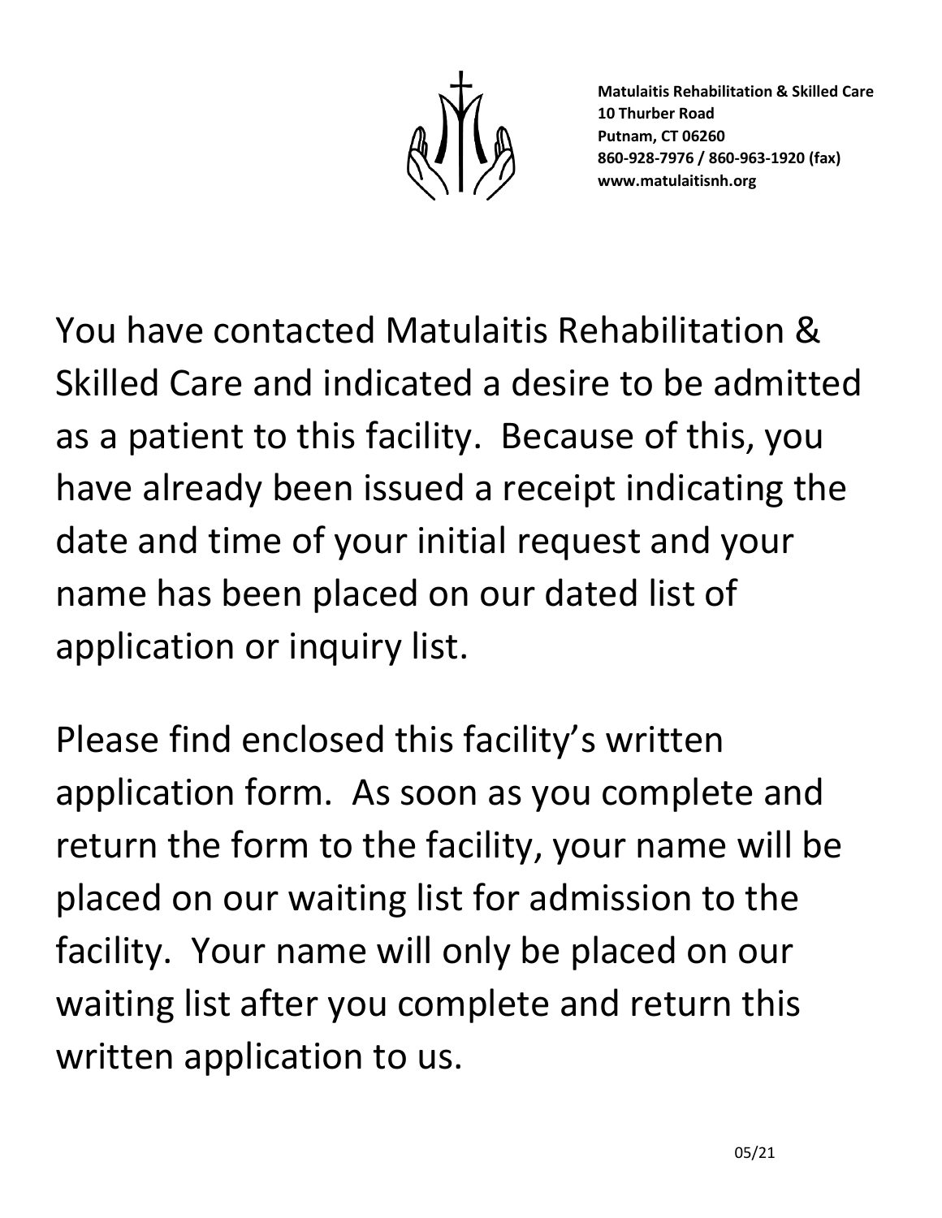**Matulaitis Rehabilitation & Skilled Care**
**10 Thurber Road**
**Putnam, CT 06260**
**860-928-7976 / 860-963-1920 (fax)**
**www.matulaitisnh.org**

You have contacted Matulaitis Rehabilitation & Skilled Care and indicated a desire to be admitted as a patient to this facility. Because of this, you have already been issued a receipt indicating the date and time of your initial request and your name has been placed on our dated list of application or inquiry list.

Please find enclosed this facility's written application form. As soon as you complete and return the form to the facility, your name will be placed on our waiting list for admission to the facility. Your name will only be placed on our waiting list after you complete and return this written application to us.

05/21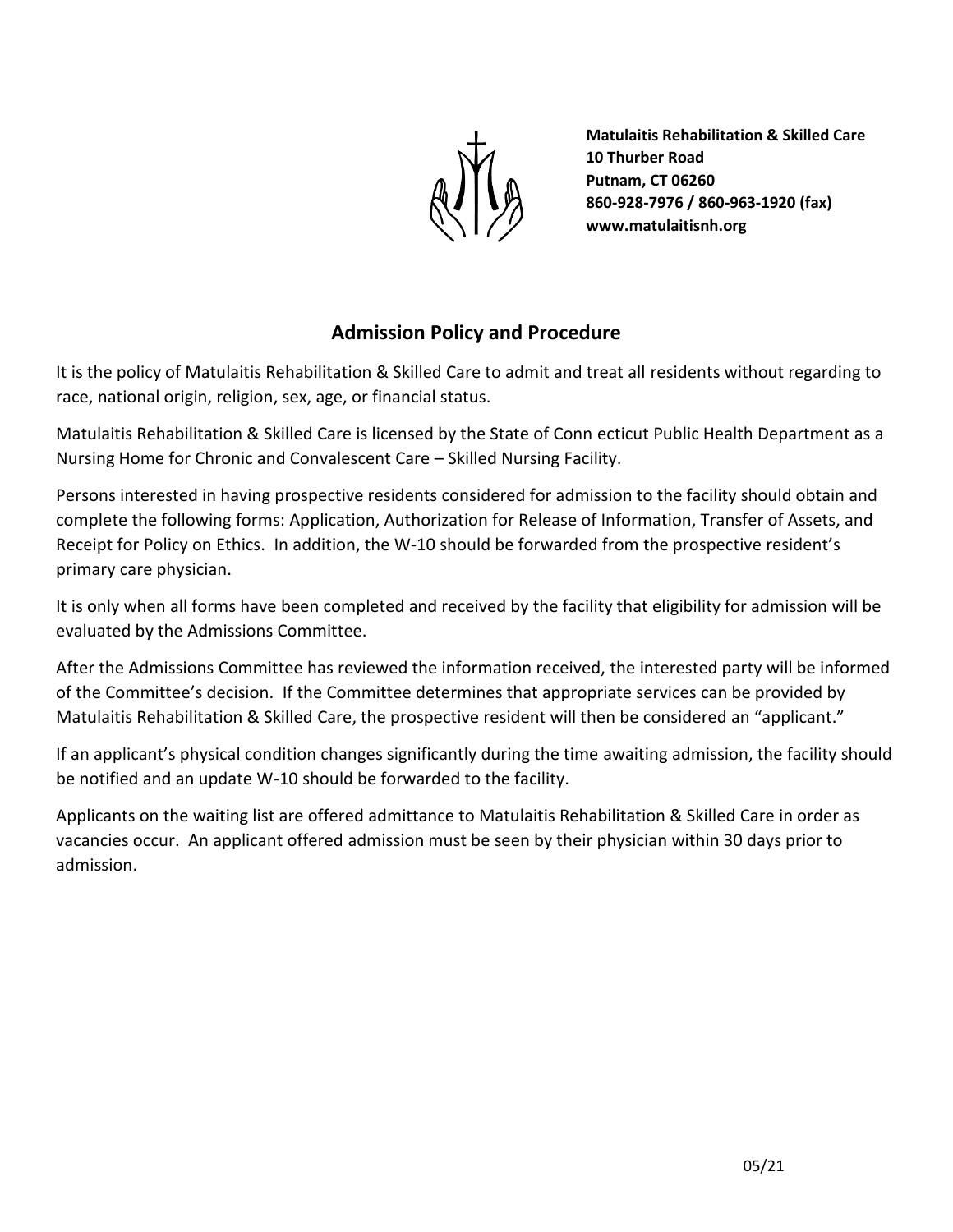**Matulaitis Rehabilitation & Skilled Care**
**10 Thurber Road**
**Putnam, CT 06260**
**860-928-7976 / 860-963-1920 (fax)**
**www.matulaitisnh.org**

## Admission Policy and Procedure

It is the policy of Matulaitis Rehabilitation & Skilled Care to admit and treat all residents without regarding to race, national origin, religion, sex, age, or financial status.

Matulaitis Rehabilitation & Skilled Care is licensed by the State of Conn ecticut Public Health Department as a Nursing Home for Chronic and Convalescent Care – Skilled Nursing Facility.

Persons interested in having prospective residents considered for admission to the facility should obtain and complete the following forms: Application, Authorization for Release of Information, Transfer of Assets, and Receipt for Policy on Ethics. In addition, the W-10 should be forwarded from the prospective resident's primary care physician.

It is only when all forms have been completed and received by the facility that eligibility for admission will be evaluated by the Admissions Committee.

After the Admissions Committee has reviewed the information received, the interested party will be informed of the Committee's decision. If the Committee determines that appropriate services can be provided by Matulaitis Rehabilitation & Skilled Care, the prospective resident will then be considered an "applicant."

If an applicant's physical condition changes significantly during the time awaiting admission, the facility should be notified and an update W-10 should be forwarded to the facility.

Applicants on the waiting list are offered admittance to Matulaitis Rehabilitation & Skilled Care in order as vacancies occur. An applicant offered admission must be seen by their physician within 30 days prior to admission.

05/21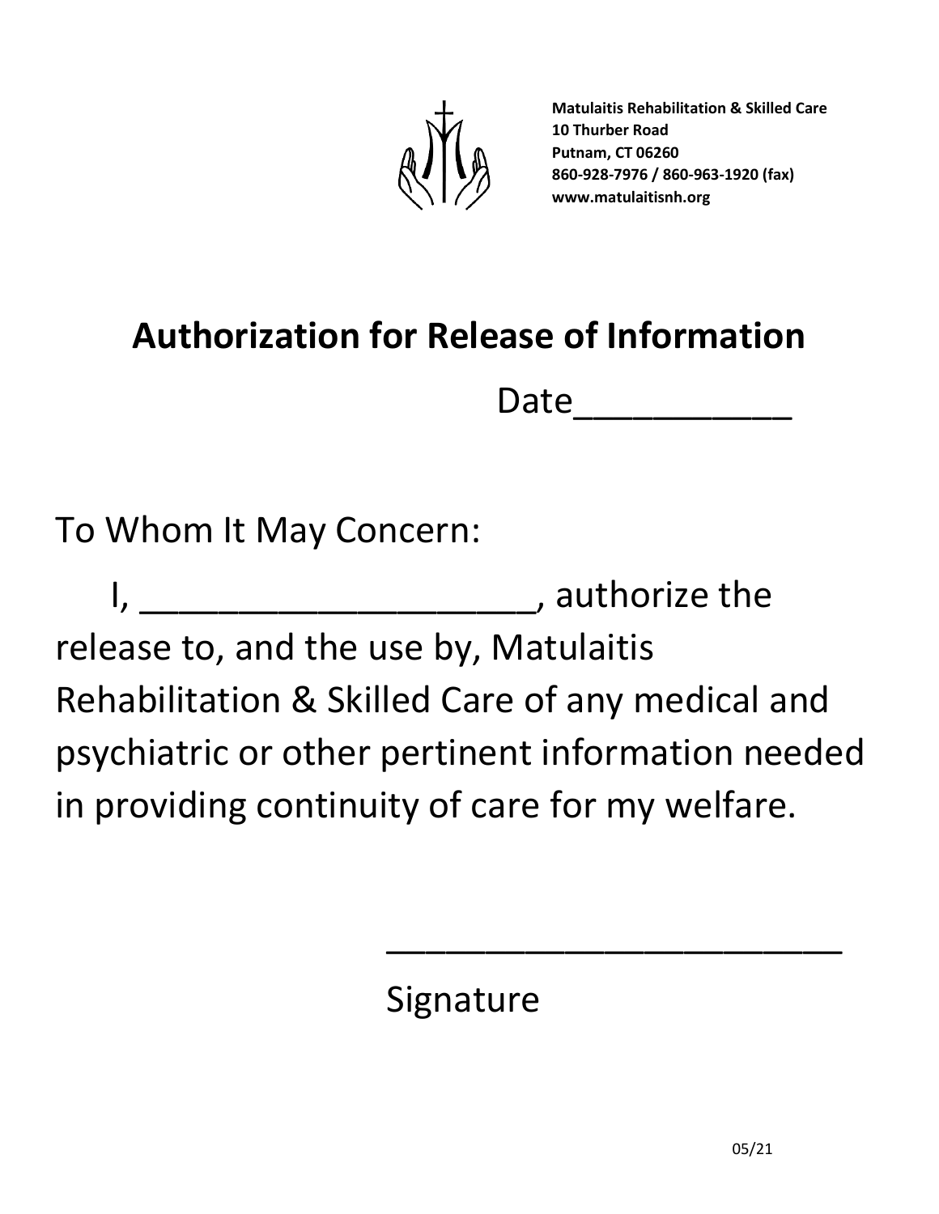**Matulaitis Rehabilitation & Skilled Care**
**10 Thurber Road**
**Putnam, CT 06260**
**860-928-7976 / 860-963-1920 (fax)**
**www.matulaitisnh.org**

# Authorization for Release of Information

Date___________

To Whom It May Concern:

I, ____________________, authorize the release to, and the use by, Matulaitis Rehabilitation & Skilled Care of any medical and psychiatric or other pertinent information needed in providing continuity of care for my welfare.

_______________________
Signature

05/21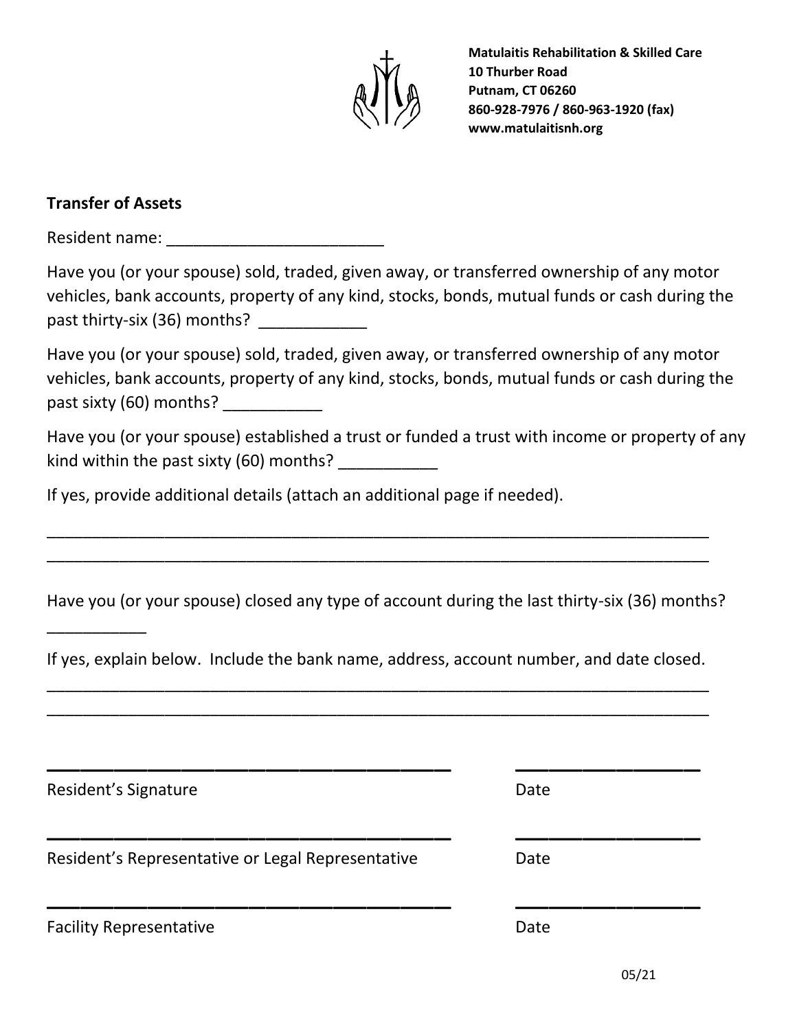**Matulaitis Rehabilitation & Skilled Care**
**10 Thurber Road**
**Putnam, CT 06260**
**860-928-7976 / 860-963-1920 (fax)**
**www.matulaitisnh.org**

## Transfer of Assets

Resident name: ________________________

Have you (or your spouse) sold, traded, given away, or transferred ownership of any motor vehicles, bank accounts, property of any kind, stocks, bonds, mutual funds or cash during the past thirty-six (36) months? ____________

Have you (or your spouse) sold, traded, given away, or transferred ownership of any motor vehicles, bank accounts, property of any kind, stocks, bonds, mutual funds or cash during the past sixty (60) months? ___________

Have you (or your spouse) established a trust or funded a trust with income or property of any kind within the past sixty (60) months? ___________

If yes, provide additional details (attach an additional page if needed).

_____________________________________________________________________________

_____________________________________________________________________________

Have you (or your spouse) closed any type of account during the last thirty-six (36) months? ___________

If yes, explain below. Include the bank name, address, account number, and date closed.

_____________________________________________________________________________

_____________________________________________________________________________

_______________________________________ ___________________

Resident's Signature Date

_______________________________________ ___________________

Resident's Representative or Legal Representative Date

_______________________________________ ___________________

Facility Representative Date

05/21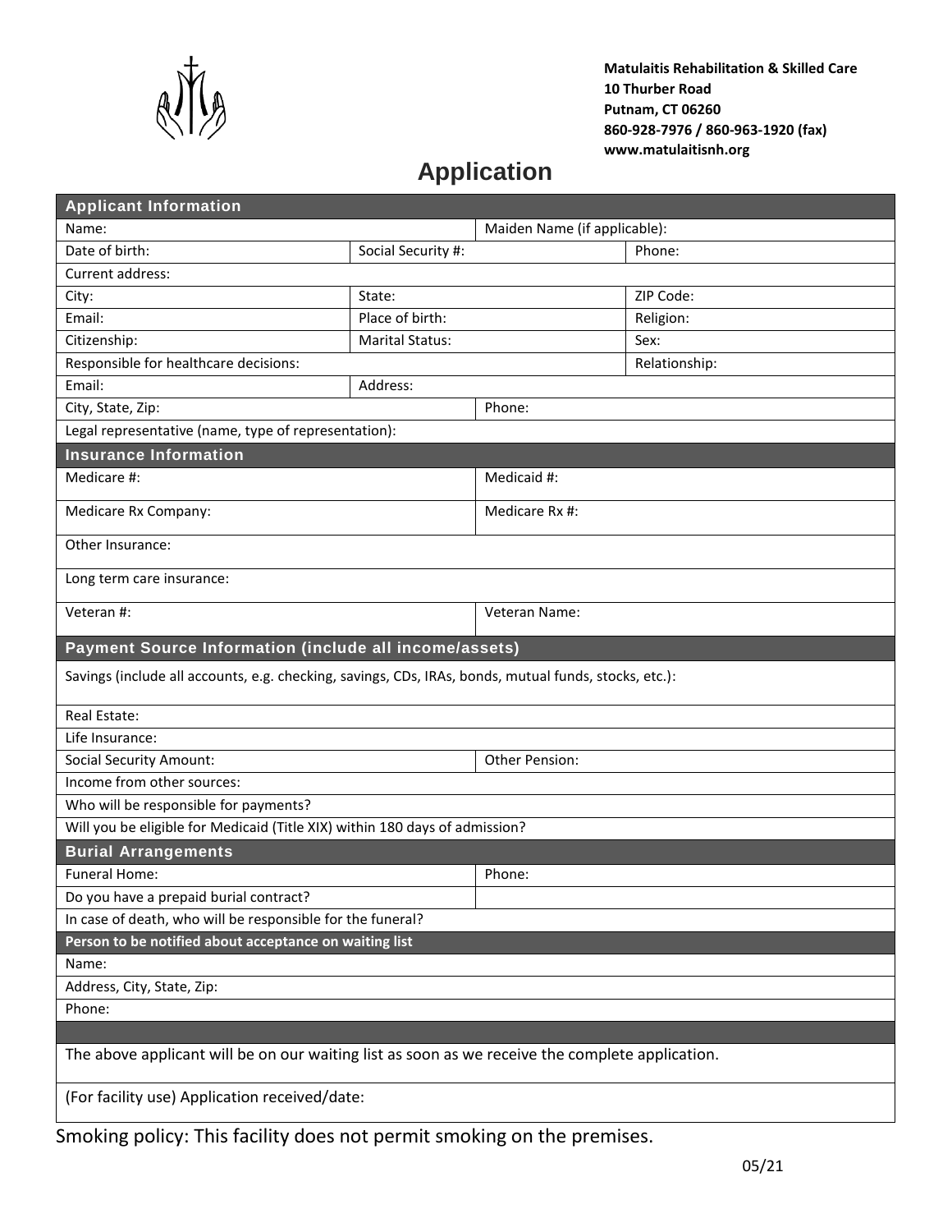**Matulaitis Rehabilitation & Skilled Care**
**10 Thurber Road**
**Putnam, CT 06260**
**860-928-7976 / 860-963-1920 (fax)**
**www.matulaitisnh.org**

# Application

| **Applicant Information** | | | |
|---|---|---|---|
| Name: | | Maiden Name (if applicable): | |
| Date of birth: | Social Security #: | | Phone: |
| Current address: | | | |
| City: | State: | | ZIP Code: |
| Email: | Place of birth: | | Religion: |
| Citizenship: | Marital Status: | | Sex: |
| Responsible for healthcare decisions: | | | Relationship: |
| Email: | Address: | | |
| City, State, Zip: | | Phone: | |
| Legal representative (name, type of representation): | | | |
| **Insurance Information** | | | |
| Medicare #: | | Medicaid #: | |
| Medicare Rx Company: | | Medicare Rx #: | |
| Other Insurance: | | | |
| Long term care insurance: | | | |
| Veteran #: | | Veteran Name: | |
| **Payment Source Information (include all income/assets)** | | | |
| Savings (include all accounts, e.g. checking, savings, CDs, IRAs, bonds, mutual funds, stocks, etc.): | | | |
| Real Estate: | | | |
| Life Insurance: | | | |
| Social Security Amount: | | Other Pension: | |
| Income from other sources: | | | |
| Who will be responsible for payments? | | | |
| Will you be eligible for Medicaid (Title XIX) within 180 days of admission? | | | |
| **Burial Arrangements** | | | |
| Funeral Home: | | Phone: | |
| Do you have a prepaid burial contract? | | | |
| In case of death, who will be responsible for the funeral? | | | |
| **Person to be notified about acceptance on waiting list** | | | |
| Name: | | | |
| Address, City, State, Zip: | | | |
| Phone: | | | |
| | | | |
| The above applicant will be on our waiting list as soon as we receive the complete application. | | | |
| (For facility use) Application received/date: | | | |

Smoking policy: This facility does not permit smoking on the premises.

05/21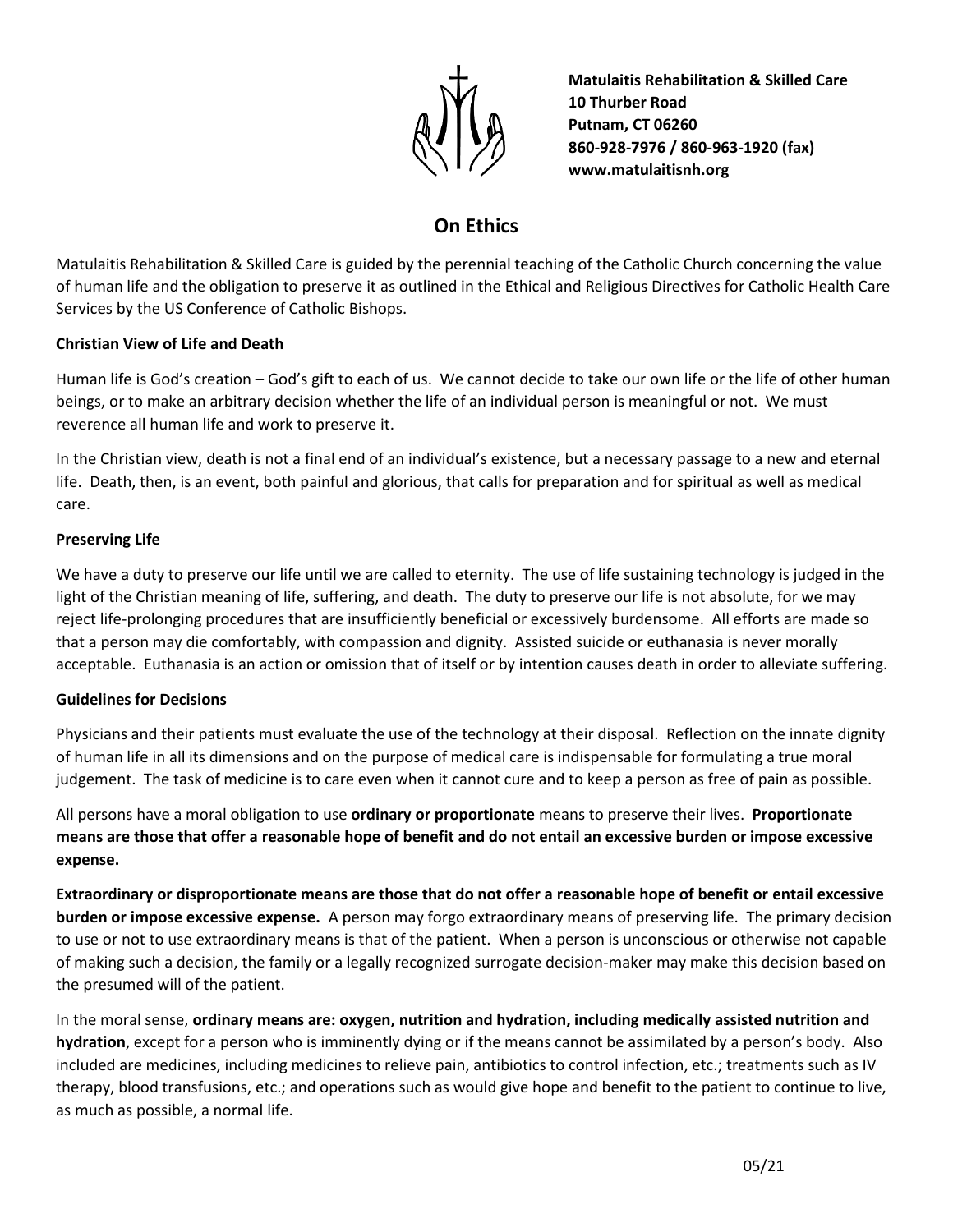**Matulaitis Rehabilitation & Skilled Care**
**10 Thurber Road**
**Putnam, CT 06260**
**860-928-7976 / 860-963-1920 (fax)**
**www.matulaitisnh.org**

# On Ethics

Matulaitis Rehabilitation & Skilled Care is guided by the perennial teaching of the Catholic Church concerning the value of human life and the obligation to preserve it as outlined in the Ethical and Religious Directives for Catholic Health Care Services by the US Conference of Catholic Bishops.

### Christian View of Life and Death

Human life is God's creation – God's gift to each of us. We cannot decide to take our own life or the life of other human beings, or to make an arbitrary decision whether the life of an individual person is meaningful or not. We must reverence all human life and work to preserve it.

In the Christian view, death is not a final end of an individual's existence, but a necessary passage to a new and eternal life. Death, then, is an event, both painful and glorious, that calls for preparation and for spiritual as well as medical care.

### Preserving Life

We have a duty to preserve our life until we are called to eternity. The use of life sustaining technology is judged in the light of the Christian meaning of life, suffering, and death. The duty to preserve our life is not absolute, for we may reject life-prolonging procedures that are insufficiently beneficial or excessively burdensome. All efforts are made so that a person may die comfortably, with compassion and dignity. Assisted suicide or euthanasia is never morally acceptable. Euthanasia is an action or omission that of itself or by intention causes death in order to alleviate suffering.

### Guidelines for Decisions

Physicians and their patients must evaluate the use of the technology at their disposal. Reflection on the innate dignity of human life in all its dimensions and on the purpose of medical care is indispensable for formulating a true moral judgement. The task of medicine is to care even when it cannot cure and to keep a person as free of pain as possible.

All persons have a moral obligation to use **ordinary or proportionate** means to preserve their lives. **Proportionate means are those that offer a reasonable hope of benefit and do not entail an excessive burden or impose excessive expense.**

**Extraordinary or disproportionate means are those that do not offer a reasonable hope of benefit or entail excessive burden or impose excessive expense.** A person may forgo extraordinary means of preserving life. The primary decision to use or not to use extraordinary means is that of the patient. When a person is unconscious or otherwise not capable of making such a decision, the family or a legally recognized surrogate decision-maker may make this decision based on the presumed will of the patient.

In the moral sense, **ordinary means are: oxygen, nutrition and hydration, including medically assisted nutrition and hydration**, except for a person who is imminently dying or if the means cannot be assimilated by a person's body. Also included are medicines, including medicines to relieve pain, antibiotics to control infection, etc.; treatments such as IV therapy, blood transfusions, etc.; and operations such as would give hope and benefit to the patient to continue to live, as much as possible, a normal life.

05/21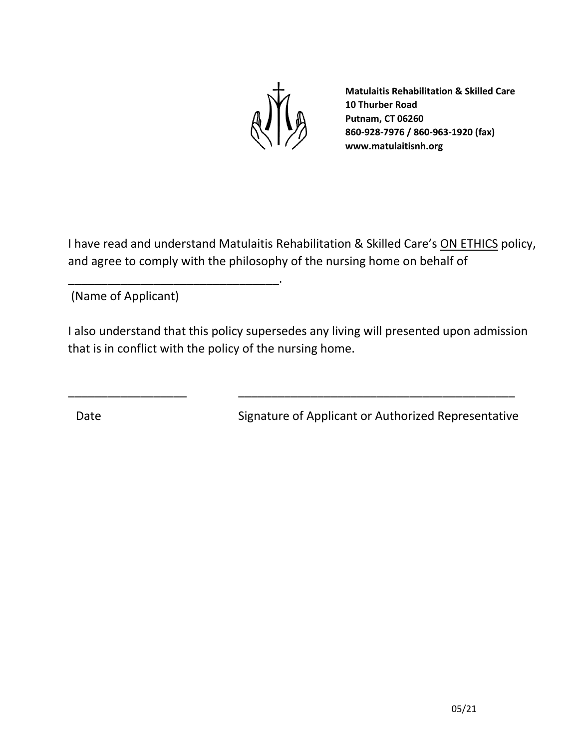**Matulaitis Rehabilitation & Skilled Care**
**10 Thurber Road**
**Putnam, CT 06260**
**860-928-7976 / 860-963-1920 (fax)**
**www.matulaitisnh.org**

I have read and understand Matulaitis Rehabilitation & Skilled Care's ON ETHICS policy, and agree to comply with the philosophy of the nursing home on behalf of

_________________________________.
(Name of Applicant)

I also understand that this policy supersedes any living will presented upon admission that is in conflict with the policy of the nursing home.

__________________ ____________________________________________

Date Signature of Applicant or Authorized Representative

05/21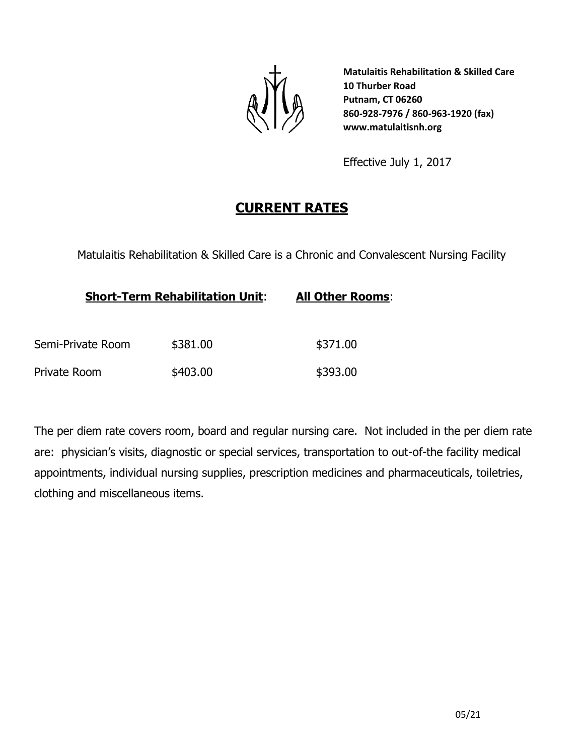**Matulaitis Rehabilitation & Skilled Care**
**10 Thurber Road**
**Putnam, CT 06260**
**860-928-7976 / 860-963-1920 (fax)**
**www.matulaitisnh.org**

Effective July 1, 2017

# CURRENT RATES

Matulaitis Rehabilitation & Skilled Care is a Chronic and Convalescent Nursing Facility

| | **Short-Term Rehabilitation Unit**: | **All Other Rooms**: |
|---|---|---|
| Semi-Private Room | $381.00 | $371.00 |
| Private Room | $403.00 | $393.00 |

The per diem rate covers room, board and regular nursing care. Not included in the per diem rate are: physician's visits, diagnostic or special services, transportation to out-of-the facility medical appointments, individual nursing supplies, prescription medicines and pharmaceuticals, toiletries, clothing and miscellaneous items.

05/21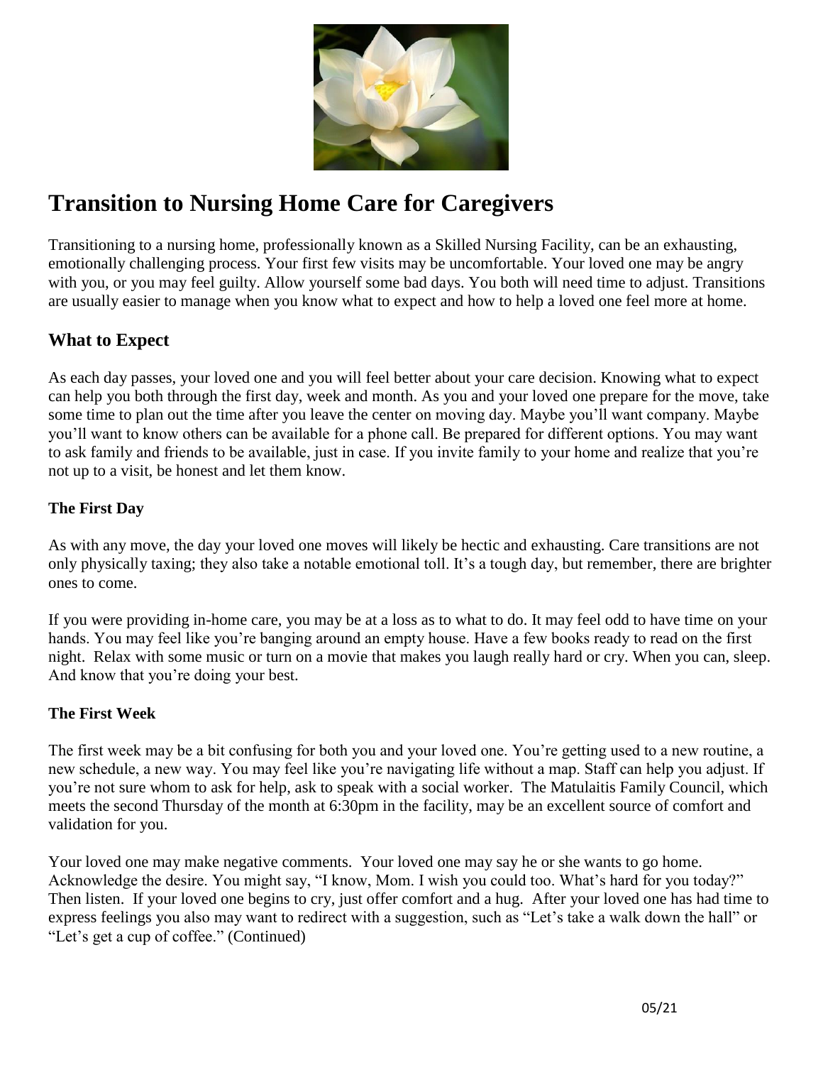# Transition to Nursing Home Care for Caregivers

Transitioning to a nursing home, professionally known as a Skilled Nursing Facility, can be an exhausting, emotionally challenging process. Your first few visits may be uncomfortable. Your loved one may be angry with you, or you may feel guilty. Allow yourself some bad days. You both will need time to adjust. Transitions are usually easier to manage when you know what to expect and how to help a loved one feel more at home.

## What to Expect

As each day passes, your loved one and you will feel better about your care decision. Knowing what to expect can help you both through the first day, week and month. As you and your loved one prepare for the move, take some time to plan out the time after you leave the center on moving day. Maybe you'll want company. Maybe you'll want to know others can be available for a phone call. Be prepared for different options. You may want to ask family and friends to be available, just in case. If you invite family to your home and realize that you're not up to a visit, be honest and let them know.

### The First Day

As with any move, the day your loved one moves will likely be hectic and exhausting. Care transitions are not only physically taxing; they also take a notable emotional toll. It's a tough day, but remember, there are brighter ones to come.

If you were providing in-home care, you may be at a loss as to what to do. It may feel odd to have time on your hands. You may feel like you're banging around an empty house. Have a few books ready to read on the first night. Relax with some music or turn on a movie that makes you laugh really hard or cry. When you can, sleep. And know that you're doing your best.

### The First Week

The first week may be a bit confusing for both you and your loved one. You're getting used to a new routine, a new schedule, a new way. You may feel like you're navigating life without a map. Staff can help you adjust. If you're not sure whom to ask for help, ask to speak with a social worker. The Matulaitis Family Council, which meets the second Thursday of the month at 6:30pm in the facility, may be an excellent source of comfort and validation for you.

Your loved one may make negative comments. Your loved one may say he or she wants to go home. Acknowledge the desire. You might say, "I know, Mom. I wish you could too. What's hard for you today?" Then listen. If your loved one begins to cry, just offer comfort and a hug. After your loved one has had time to express feelings you also may want to redirect with a suggestion, such as "Let's take a walk down the hall" or "Let's get a cup of coffee." (Continued)

05/21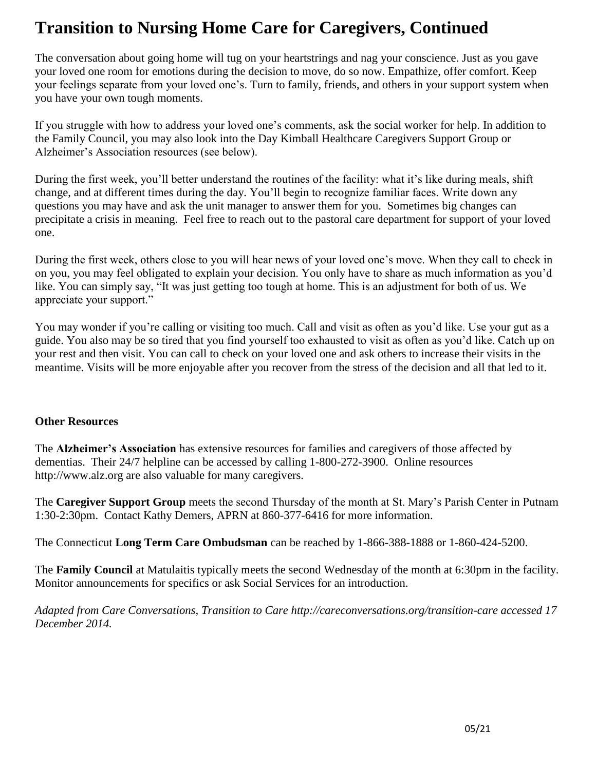# Transition to Nursing Home Care for Caregivers, Continued

The conversation about going home will tug on your heartstrings and nag your conscience. Just as you gave your loved one room for emotions during the decision to move, do so now. Empathize, offer comfort. Keep your feelings separate from your loved one's. Turn to family, friends, and others in your support system when you have your own tough moments.

If you struggle with how to address your loved one's comments, ask the social worker for help. In addition to the Family Council, you may also look into the Day Kimball Healthcare Caregivers Support Group or Alzheimer's Association resources (see below).

During the first week, you'll better understand the routines of the facility: what it's like during meals, shift change, and at different times during the day. You'll begin to recognize familiar faces. Write down any questions you may have and ask the unit manager to answer them for you. Sometimes big changes can precipitate a crisis in meaning. Feel free to reach out to the pastoral care department for support of your loved one.

During the first week, others close to you will hear news of your loved one's move. When they call to check in on you, you may feel obligated to explain your decision. You only have to share as much information as you'd like. You can simply say, "It was just getting too tough at home. This is an adjustment for both of us. We appreciate your support."

You may wonder if you're calling or visiting too much. Call and visit as often as you'd like. Use your gut as a guide. You also may be so tired that you find yourself too exhausted to visit as often as you'd like. Catch up on your rest and then visit. You can call to check on your loved one and ask others to increase their visits in the meantime. Visits will be more enjoyable after you recover from the stress of the decision and all that led to it.

**Other Resources**

The **Alzheimer's Association** has extensive resources for families and caregivers of those affected by dementias. Their 24/7 helpline can be accessed by calling 1-800-272-3900. Online resources http://www.alz.org are also valuable for many caregivers.

The **Caregiver Support Group** meets the second Thursday of the month at St. Mary's Parish Center in Putnam 1:30-2:30pm. Contact Kathy Demers, APRN at 860-377-6416 for more information.

The Connecticut **Long Term Care Ombudsman** can be reached by 1-866-388-1888 or 1-860-424-5200.

The **Family Council** at Matulaitis typically meets the second Wednesday of the month at 6:30pm in the facility. Monitor announcements for specifics or ask Social Services for an introduction.

*Adapted from Care Conversations, Transition to Care http://careconversations.org/transition-care accessed 17 December 2014.*

05/21